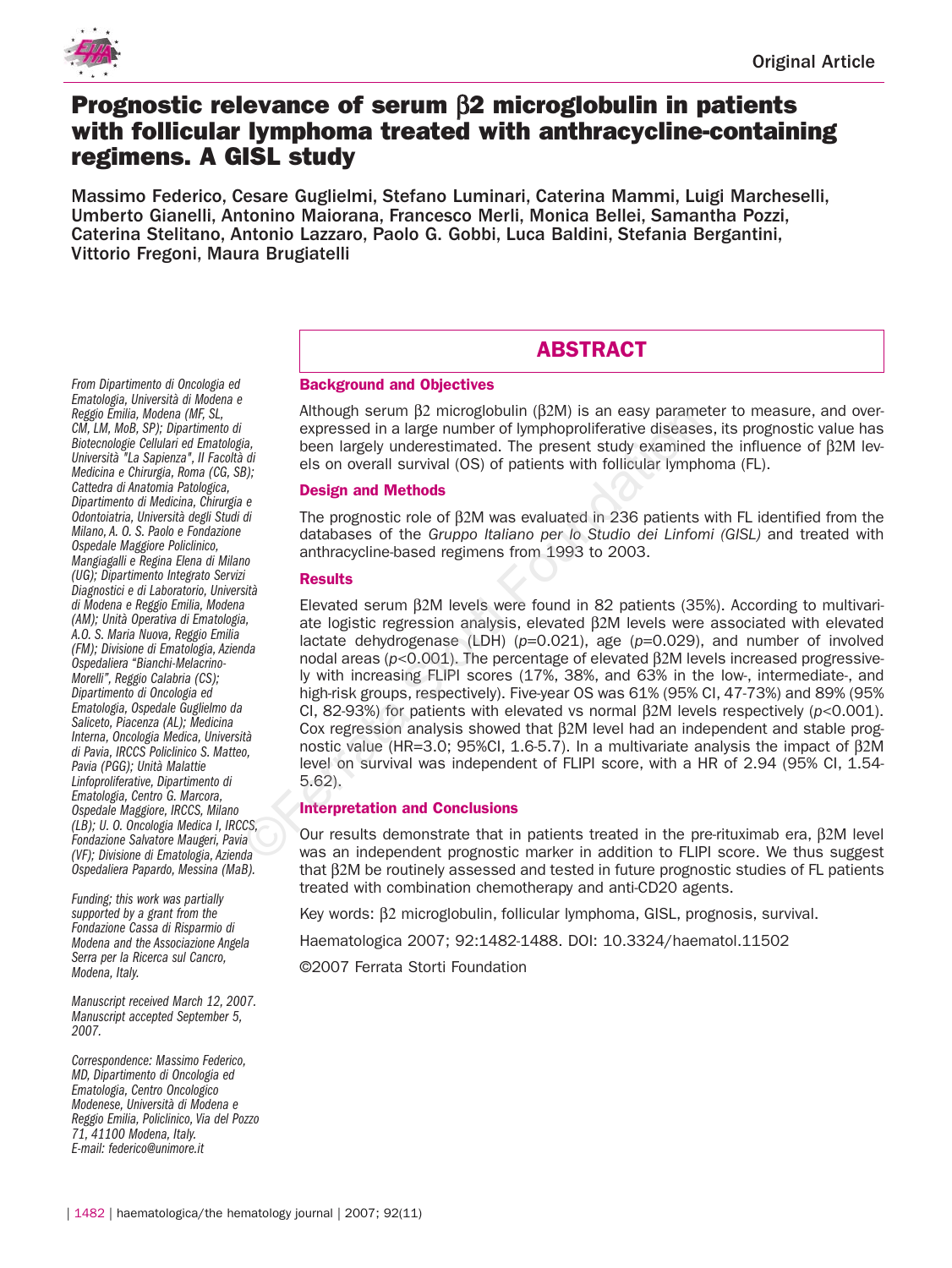Original Article

# Prognostic relevance of serum β2 microglobulin in patients with follicular lymphoma treated with anthracycline-containing regimens. A GISL study

Massimo Federico, Cesare Guglielmi, Stefano Luminari, Caterina Mammi, Luigi Marcheselli, Umberto Gianelli, Antonino Maiorana, Francesco Merli, Monica Bellei, Samantha Pozzi, Caterina Stelitano, Antonio Lazzaro, Paolo G. Gobbi, Luca Baldini, Stefania Bergantini, Vittorio Fregoni, Maura Brugiatelli

## ABSTRACT

### Background and Objectives

Although serum β2 microglobulin (β2M) is an easy parameter to measure, and overexpressed in a large number of lymphoproliferative diseases, its prognostic value has been largely underestimated. The present study examined the influence of β2M levels on overall survival (OS) of patients with follicular lymphoma (FL).

### Design and Methods

The prognostic role of β2M was evaluated in 236 patients with FL identified from the databases of the *Gruppo Italiano per lo Studio dei Linfomi (GISL)* and treated with anthracycline-based regimens from 1993 to 2003.

### Results

Elevated serum β2M levels were found in 82 patients (35%). According to multivariate logistic regression analysis, elevated β2M levels were associated with elevated lactate dehydrogenase (LDH) ($p$=0.021), age ($p$=0.029), and number of involved nodal areas ($p$<0.001). The percentage of elevated β2M levels increased progressively with increasing FLIPI scores (17%, 38%, and 63% in the low-, intermediate-, and high-risk groups, respectively). Five-year OS was 61% (95% CI, 47-73%) and 89% (95% CI, 82-93%) for patients with elevated vs normal β2M levels respectively ($p$<0.001). Cox regression analysis showed that β2M level had an independent and stable prognostic value (HR=3.0; 95%CI, 1.6-5.7). In a multivariate analysis the impact of β2M level on survival was independent of FLIPI score, with a HR of 2.94 (95% CI, 1.54-5.62).

### Interpretation and Conclusions

Our results demonstrate that in patients treated in the pre-rituximab era, β2M level was an independent prognostic marker in addition to FLIPI score. We thus suggest that β2M be routinely assessed and tested in future prognostic studies of FL patients treated with combination chemotherapy and anti-CD20 agents.

Key words: β2 microglobulin, follicular lymphoma, GISL, prognosis, survival.

Haematologica 2007; 92:1482-1488. DOI: 10.3324/haematol.11502

©2007 Ferrata Storti Foundation

*From Dipartimento di Oncologia ed Ematologia, Università di Modena e Reggio Emilia, Modena (MF, SL, CM, LM, MoB, SP); Dipartimento di Biotecnologie Cellulari ed Ematologia, Università "La Sapienza", II Facoltà di Medicina e Chirurgia, Roma (CG, SB); Cattedra di Anatomia Patologica, Dipartimento di Medicina, Chirurgia e Odontoiatria, Università degli Studi di Milano, A. O. S. Paolo e Fondazione Ospedale Maggiore Policlinico, Mangiagalli e Regina Elena di Milano (UG); Dipartimento Integrato Servizi Diagnostici e di Laboratorio, Università di Modena e Reggio Emilia, Modena (AM); Unità Operativa di Ematologia, A.O. S. Maria Nuova, Reggio Emilia (FM); Divisione di Ematologia, Azienda Ospedaliera "Bianchi-Melacrino-Morelli", Reggio Calabria (CS); Dipartimento di Oncologia ed Ematologia, Ospedale Guglielmo da Saliceto, Piacenza (AL); Medicina Interna, Oncologia Medica, Università di Pavia, IRCCS Policlinico S. Matteo, Pavia (PGG); Unità Malattie Linfoproliferative, Dipartimento di Ematologia, Centro G. Marcora, Ospedale Maggiore, IRCCS, Milano (LB); U. O. Oncologia Medica I, IRCCS, Fondazione Salvatore Maugeri, Pavia (VF); Divisione di Ematologia, Azienda Ospedaliera Papardo, Messina (MaB).*

*Funding; this work was partially supported by a grant from the Fondazione Cassa di Risparmio di Modena and the Associazione Angela Serra per la Ricerca sul Cancro, Modena, Italy.*

*Manuscript received March 12, 2007. Manuscript accepted September 5, 2007.*

*Correspondence: Massimo Federico, MD, Dipartimento di Oncologia ed Ematologia, Centro Oncologico Modenese, Università di Modena e Reggio Emilia, Policlinico, Via del Pozzo 71, 41100 Modena, Italy. E-mail: federico@unimore.it*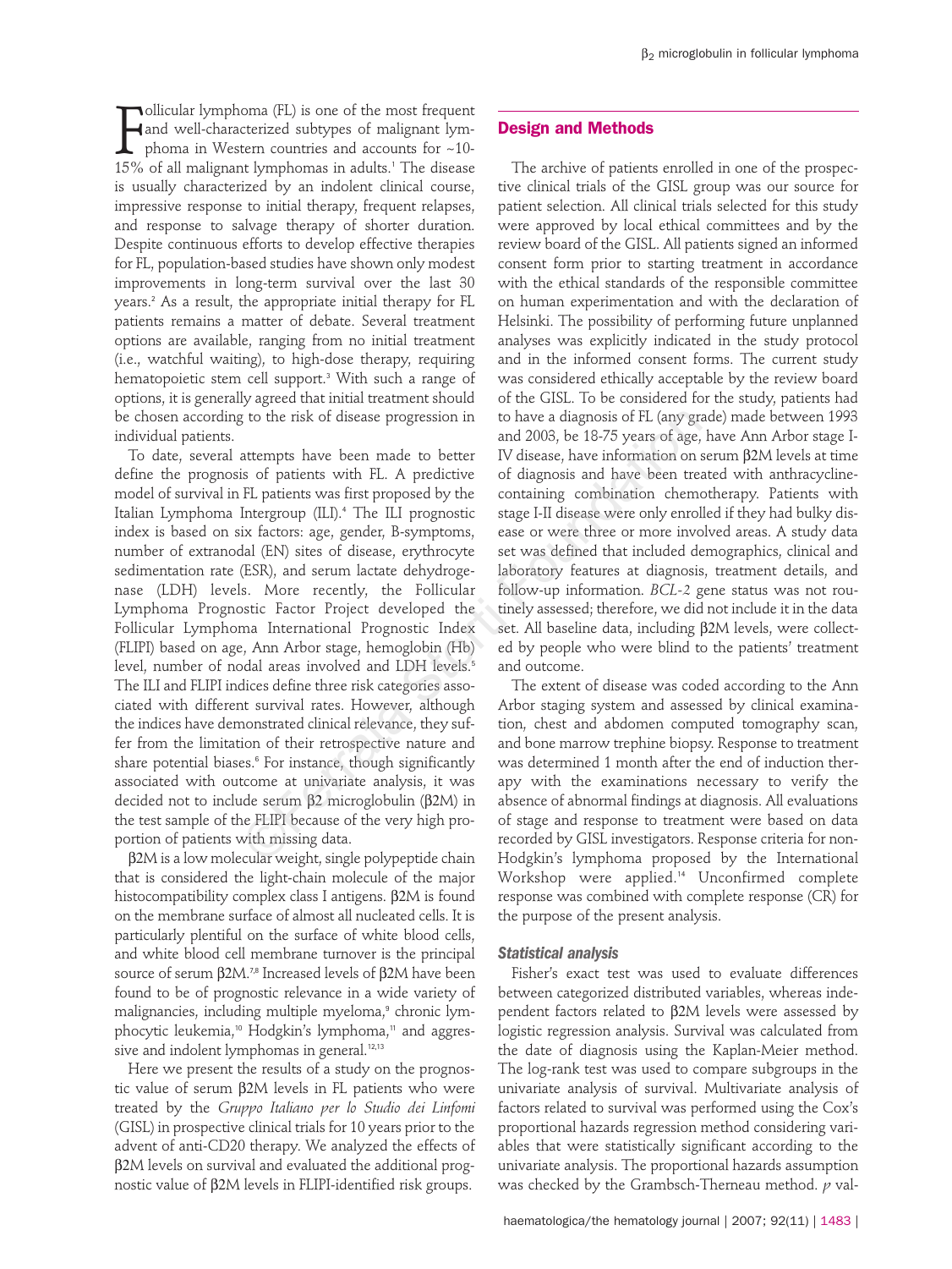Follicular lymphoma (FL) is one of the most frequent and well-characterized subtypes of malignant lymphoma in Western countries and accounts for ~10-15% of all malignant lymphomas in adults.[1] The disease is usually characterized by an indolent clinical course, impressive response to initial therapy, frequent relapses, and response to salvage therapy of shorter duration. Despite continuous efforts to develop effective therapies for FL, population-based studies have shown only modest improvements in long-term survival over the last 30 years.[2] As a result, the appropriate initial therapy for FL patients remains a matter of debate. Several treatment options are available, ranging from no initial treatment (i.e., watchful waiting), to high-dose therapy, requiring hematopoietic stem cell support.[3] With such a range of options, it is generally agreed that initial treatment should be chosen according to the risk of disease progression in individual patients.

To date, several attempts have been made to better define the prognosis of patients with FL. A predictive model of survival in FL patients was first proposed by the Italian Lymphoma Intergroup (ILI).[4] The ILI prognostic index is based on six factors: age, gender, B-symptoms, number of extranodal (EN) sites of disease, erythrocyte sedimentation rate (ESR), and serum lactate dehydrogenase (LDH) levels. More recently, the Follicular Lymphoma Prognostic Factor Project developed the Follicular Lymphoma International Prognostic Index (FLIPI) based on age, Ann Arbor stage, hemoglobin (Hb) level, number of nodal areas involved and LDH levels.[5] The ILI and FLIPI indices define three risk categories associated with different survival rates. However, although the indices have demonstrated clinical relevance, they suffer from the limitation of their retrospective nature and share potential biases.[6] For instance, though significantly associated with outcome at univariate analysis, it was decided not to include serum β2 microglobulin (β2M) in the test sample of the FLIPI because of the very high proportion of patients with missing data.

β2M is a low molecular weight, single polypeptide chain that is considered the light-chain molecule of the major histocompatibility complex class I antigens. β2M is found on the membrane surface of almost all nucleated cells. It is particularly plentiful on the surface of white blood cells, and white blood cell membrane turnover is the principal source of serum β2M.[7,8] Increased levels of β2M have been found to be of prognostic relevance in a wide variety of malignancies, including multiple myeloma,[9] chronic lymphocytic leukemia,[10] Hodgkin's lymphoma,[11] and aggressive and indolent lymphomas in general.[12,13]

Here we present the results of a study on the prognostic value of serum β2M levels in FL patients who were treated by the *Gruppo Italiano per lo Studio dei Linfomi* (GISL) in prospective clinical trials for 10 years prior to the advent of anti-CD20 therapy. We analyzed the effects of β2M levels on survival and evaluated the additional prognostic value of β2M levels in FLIPI-identified risk groups.

## Design and Methods

The archive of patients enrolled in one of the prospective clinical trials of the GISL group was our source for patient selection. All clinical trials selected for this study were approved by local ethical committees and by the review board of the GISL. All patients signed an informed consent form prior to starting treatment in accordance with the ethical standards of the responsible committee on human experimentation and with the declaration of Helsinki. The possibility of performing future unplanned analyses was explicitly indicated in the study protocol and in the informed consent forms. The current study was considered ethically acceptable by the review board of the GISL. To be considered for the study, patients had to have a diagnosis of FL (any grade) made between 1993 and 2003, be 18-75 years of age, have Ann Arbor stage I-IV disease, have information on serum β2M levels at time of diagnosis and have been treated with anthracycline-containing combination chemotherapy. Patients with stage I-II disease were only enrolled if they had bulky disease or were three or more involved areas. A study data set was defined that included demographics, clinical and laboratory features at diagnosis, treatment details, and follow-up information. *BCL-2* gene status was not routinely assessed; therefore, we did not include it in the data set. All baseline data, including β2M levels, were collected by people who were blind to the patients' treatment and outcome.

The extent of disease was coded according to the Ann Arbor staging system and assessed by clinical examination, chest and abdomen computed tomography scan, and bone marrow trephine biopsy. Response to treatment was determined 1 month after the end of induction therapy with the examinations necessary to verify the absence of abnormal findings at diagnosis. All evaluations of stage and response to treatment were based on data recorded by GISL investigators. Response criteria for non-Hodgkin's lymphoma proposed by the International Workshop were applied.[14] Unconfirmed complete response was combined with complete response (CR) for the purpose of the present analysis.

### Statistical analysis

Fisher's exact test was used to evaluate differences between categorized distributed variables, whereas independent factors related to β2M levels were assessed by logistic regression analysis. Survival was calculated from the date of diagnosis using the Kaplan-Meier method. The log-rank test was used to compare subgroups in the univariate analysis of survival. Multivariate analysis of factors related to survival was performed using the Cox's proportional hazards regression method considering variables that were statistically significant according to the univariate analysis. The proportional hazards assumption was checked by the Grambsch-Therneau method. $p$ val-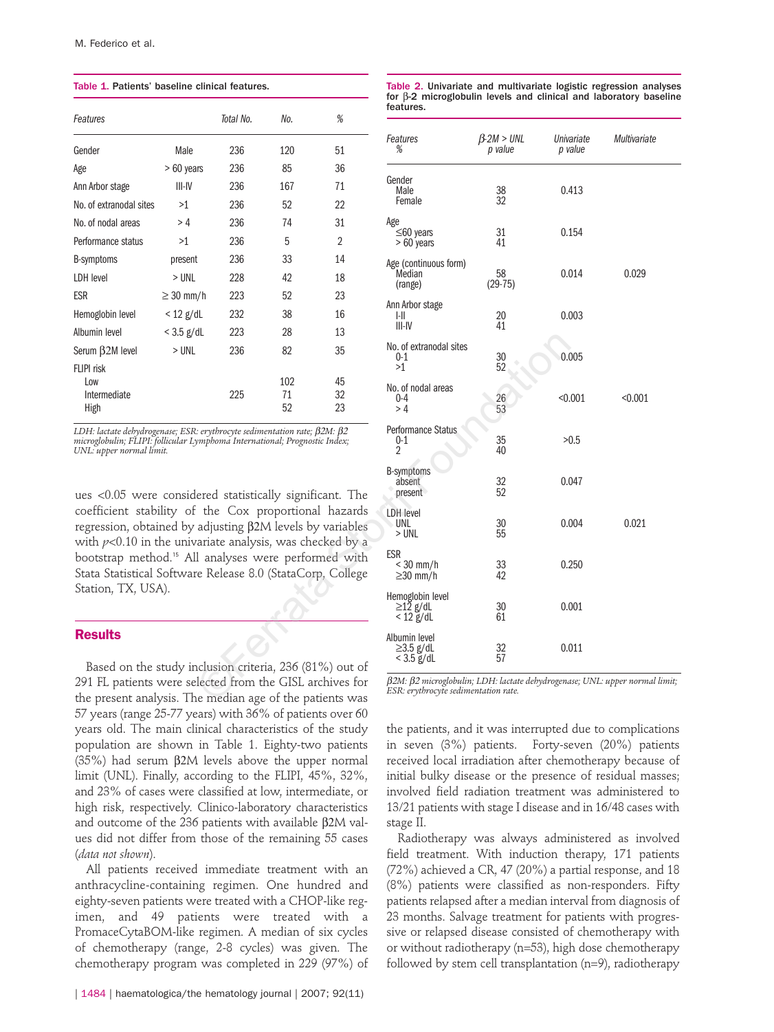Table 1. Patients' baseline clinical features.

| Features | | Total No. | No. | % |
|---|---|---|---|---|
| Gender | Male | 236 | 120 | 51 |
| Age | > 60 years | 236 | 85 | 36 |
| Ann Arbor stage | III-IV | 236 | 167 | 71 |
| No. of extranodal sites | >1 | 236 | 52 | 22 |
| No. of nodal areas | > 4 | 236 | 74 | 31 |
| Performance status | >1 | 236 | 5 | 2 |
| B-symptoms | present | 236 | 33 | 14 |
| LDH level | > UNL | 228 | 42 | 18 |
| ESR | ≥ 30 mm/h | 223 | 52 | 23 |
| Hemoglobin level | < 12 g/dL | 232 | 38 | 16 |
| Albumin level | < 3.5 g/dL | 223 | 28 | 13 |
| Serum β2M level | > UNL | 236 | 82 | 35 |
| FLIPI risk | | | | |
| Low | | | 102 | 45 |
| Intermediate | | 225 | 71 | 32 |
| High | | | 52 | 23 |

*LDH: lactate dehydrogenase; ESR: erythrocyte sedimentation rate; β2M: β2 microglobulin; FLIPI: follicular Lymphoma International; Prognostic Index; UNL: upper normal limit.*

ues <0.05 were considered statistically significant. The coefficient stability of the Cox proportional hazards regression, obtained by adjusting β2M levels by variables with $p<0.10$ in the univariate analysis, was checked by a bootstrap method.[15] All analyses were performed with Stata Statistical Software Release 8.0 (StataCorp, College Station, TX, USA).

## Results

Based on the study inclusion criteria, 236 (81%) out of 291 FL patients were selected from the GISL archives for the present analysis. The median age of the patients was 57 years (range 25-77 years) with 36% of patients over 60 years old. The main clinical characteristics of the study population are shown in Table 1. Eighty-two patients (35%) had serum β2M levels above the upper normal limit (UNL). Finally, according to the FLIPI, 45%, 32%, and 23% of cases were classified at low, intermediate, or high risk, respectively. Clinico-laboratory characteristics and outcome of the 236 patients with available β2M values did not differ from those of the remaining 55 cases (*data not shown*).

All patients received immediate treatment with an anthracycline-containing regimen. One hundred and eighty-seven patients were treated with a CHOP-like regimen, and 49 patients were treated with a PromaceCytaBOM-like regimen. A median of six cycles of chemotherapy (range, 2-8 cycles) was given. The chemotherapy program was completed in 229 (97%) of the patients, and it was interrupted due to complications in seven (3%) patients. Forty-seven (20%) patients received local irradiation after chemotherapy because of initial bulky disease or the presence of residual masses; involved field radiation treatment was administered to 13/21 patients with stage I disease and in 16/48 cases with stage II.

Table 2. Univariate and multivariate logistic regression analyses for β-2 microglobulin levels and clinical and laboratory baseline features.

| Features % | β-2M > UNL p value | Univariate p value | Multivariate |
|---|---|---|---|
| Gender | | | |
| Male | 38 | 0.413 | |
| Female | 32 | | |
| Age | | | |
| ≤60 years | 31 | 0.154 | |
| > 60 years | 41 | | |
| Age (continuous form) | | | |
| Median | 58 | 0.014 | 0.029 |
| (range) | (29-75) | | |
| Ann Arbor stage | | | |
| I-II | 20 | 0.003 | |
| III-IV | 41 | | |
| No. of extranodal sites | | | |
| 0-1 | 30 | 0.005 | |
| >1 | 52 | | |
| No. of nodal areas | | | |
| 0-4 | 26 | <0.001 | <0.001 |
| > 4 | 53 | | |
| Performance Status | | | |
| 0-1 | 35 | >0.5 | |
| 2 | 40 | | |
| B-symptoms | | | |
| absent | 32 | 0.047 | |
| present | 52 | | |
| LDH level | | | |
| UNL | 30 | 0.004 | 0.021 |
| > UNL | 55 | | |
| ESR | | | |
| < 30 mm/h | 33 | 0.250 | |
| ≥30 mm/h | 42 | | |
| Hemoglobin level | | | |
| ≥12 g/dL | 30 | 0.001 | |
| < 12 g/dL | 61 | | |
| Albumin level | | | |
| ≥3.5 g/dL | 32 | 0.011 | |
| < 3.5 g/dL | 57 | | |

*β2M: β2 microglobulin; LDH: lactate dehydrogenase; UNL: upper normal limit; ESR: erythrocyte sedimentation rate.*

Radiotherapy was always administered as involved field treatment. With induction therapy, 171 patients (72%) achieved a CR, 47 (20%) a partial response, and 18 (8%) patients were classified as non-responders. Fifty patients relapsed after a median interval from diagnosis of 23 months. Salvage treatment for patients with progressive or relapsed disease consisted of chemotherapy with or without radiotherapy (n=53), high dose chemotherapy followed by stem cell transplantation (n=9), radiotherapy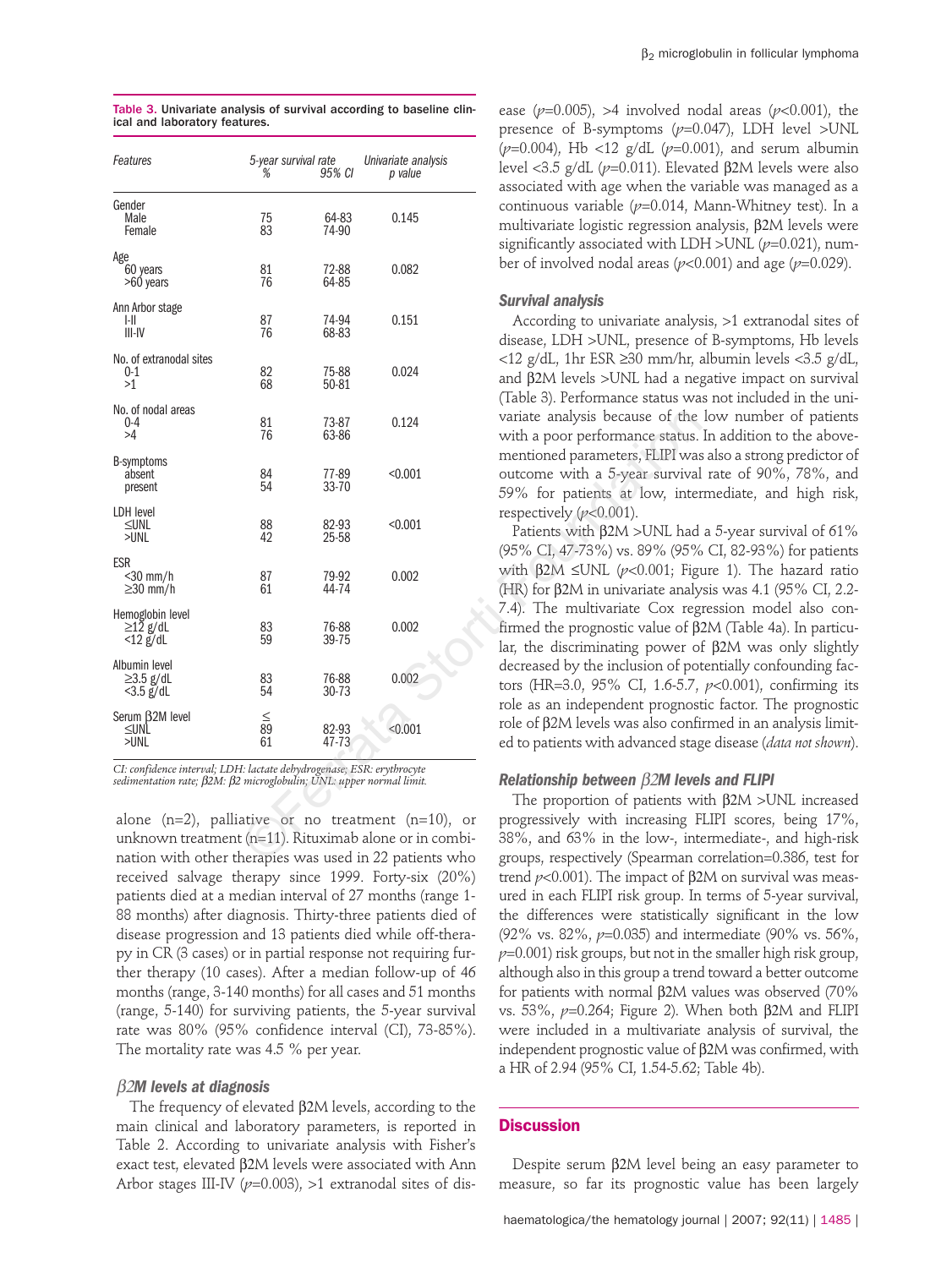**Table 3. Univariate analysis of survival according to baseline clinical and laboratory features.**

| Features | 5-year survival rate % | 95% CI | Univariate analysis p value |
|---|---|---|---|
| Gender | | | |
| Male | 75 | 64-83 | 0.145 |
| Female | 83 | 74-90 | |
| Age | | | |
| 60 years | 81 | 72-88 | 0.082 |
| >60 years | 76 | 64-85 | |
| Ann Arbor stage | | | |
| I-II | 87 | 74-94 | 0.151 |
| III-IV | 76 | 68-83 | |
| No. of extranodal sites | | | |
| 0-1 | 82 | 75-88 | 0.024 |
| >1 | 68 | 50-81 | |
| No. of nodal areas | | | |
| 0-4 | 81 | 73-87 | 0.124 |
| >4 | 76 | 63-86 | |
| B-symptoms | | | |
| absent | 84 | 77-89 | <0.001 |
| present | 54 | 33-70 | |
| LDH level | | | |
| ≤UNL | 88 | 82-93 | <0.001 |
| >UNL | 42 | 25-58 | |
| ESR | | | |
| <30 mm/h | 87 | 79-92 | 0.002 |
| ≥30 mm/h | 61 | 44-74 | |
| Hemoglobin level | | | |
| ≥12 g/dL | 83 | 76-88 | 0.002 |
| <12 g/dL | 59 | 39-75 | |
| Albumin level | | | |
| ≥3.5 g/dL | 83 | 76-88 | 0.002 |
| <3.5 g/dL | 54 | 30-73 | |
| Serum β2M level | ≤ | | |
| ≤UNL | 89 | 82-93 | <0.001 |
| >UNL | 61 | 47-73 | |

*CI: confidence interval; LDH: lactate dehydrogenase; ESR: erythrocyte sedimentation rate; β2M: β2 microglobulin; UNL: upper normal limit.*

alone (n=2), palliative or no treatment (n=10), or unknown treatment (n=11). Rituximab alone or in combination with other therapies was used in 22 patients who received salvage therapy since 1999. Forty-six (20%) patients died at a median interval of 27 months (range 1-88 months) after diagnosis. Thirty-three patients died of disease progression and 13 patients died while off-therapy in CR (3 cases) or in partial response not requiring further therapy (10 cases). After a median follow-up of 46 months (range, 3-140 months) for all cases and 51 months (range, 5-140) for surviving patients, the 5-year survival rate was 80% (95% confidence interval (CI), 73-85%). The mortality rate was 4.5 % per year.

### β2M levels at diagnosis

The frequency of elevated β2M levels, according to the main clinical and laboratory parameters, is reported in Table 2. According to univariate analysis with Fisher's exact test, elevated β2M levels were associated with Ann Arbor stages III-IV ($p$=0.003), >1 extranodal sites of disease ($p$=0.005), >4 involved nodal areas ($p$<0.001), the presence of B-symptoms ($p$=0.047), LDH level >UNL ($p$=0.004), Hb <12 g/dL ($p$=0.001), and serum albumin level <3.5 g/dL ($p$=0.011). Elevated β2M levels were also associated with age when the variable was managed as a continuous variable ($p$=0.014, Mann-Whitney test). In a multivariate logistic regression analysis, β2M levels were significantly associated with LDH >UNL ($p$=0.021), number of involved nodal areas ($p$<0.001) and age ($p$=0.029).

### Survival analysis

According to univariate analysis, >1 extranodal sites of disease, LDH >UNL, presence of B-symptoms, Hb levels <12 g/dL, 1hr ESR ≥30 mm/hr, albumin levels <3.5 g/dL, and β2M levels >UNL had a negative impact on survival (Table 3). Performance status was not included in the univariate analysis because of the low number of patients with a poor performance status. In addition to the above-mentioned parameters, FLIPI was also a strong predictor of outcome with a 5-year survival rate of 90%, 78%, and 59% for patients at low, intermediate, and high risk, respectively ($p$<0.001).

Patients with β2M >UNL had a 5-year survival of 61% (95% CI, 47-73%) vs. 89% (95% CI, 82-93%) for patients with β2M ≤UNL ($p$<0.001; Figure 1). The hazard ratio (HR) for β2M in univariate analysis was 4.1 (95% CI, 2.2-7.4). The multivariate Cox regression model also confirmed the prognostic value of β2M (Table 4a). In particular, the discriminating power of β2M was only slightly decreased by the inclusion of potentially confounding factors (HR=3.0, 95% CI, 1.6-5.7, $p$<0.001), confirming its role as an independent prognostic factor. The prognostic role of β2M levels was also confirmed in an analysis limited to patients with advanced stage disease (*data not shown*).

### Relationship between β2M levels and FLIPI

The proportion of patients with β2M >UNL increased progressively with increasing FLIPI scores, being 17%, 38%, and 63% in the low-, intermediate-, and high-risk groups, respectively (Spearman correlation=0.386, test for trend $p$<0.001). The impact of β2M on survival was measured in each FLIPI risk group. In terms of 5-year survival, the differences were statistically significant in the low (92% vs. 82%, $p$=0.035) and intermediate (90% vs. 56%, $p$=0.001) risk groups, but not in the smaller high risk group, although also in this group a trend toward a better outcome for patients with normal β2M values was observed (70% vs. 53%, $p$=0.264; Figure 2). When both β2M and FLIPI were included in a multivariate analysis of survival, the independent prognostic value of β2M was confirmed, with a HR of 2.94 (95% CI, 1.54-5.62; Table 4b).

## Discussion

Despite serum β2M level being an easy parameter to measure, so far its prognostic value has been largely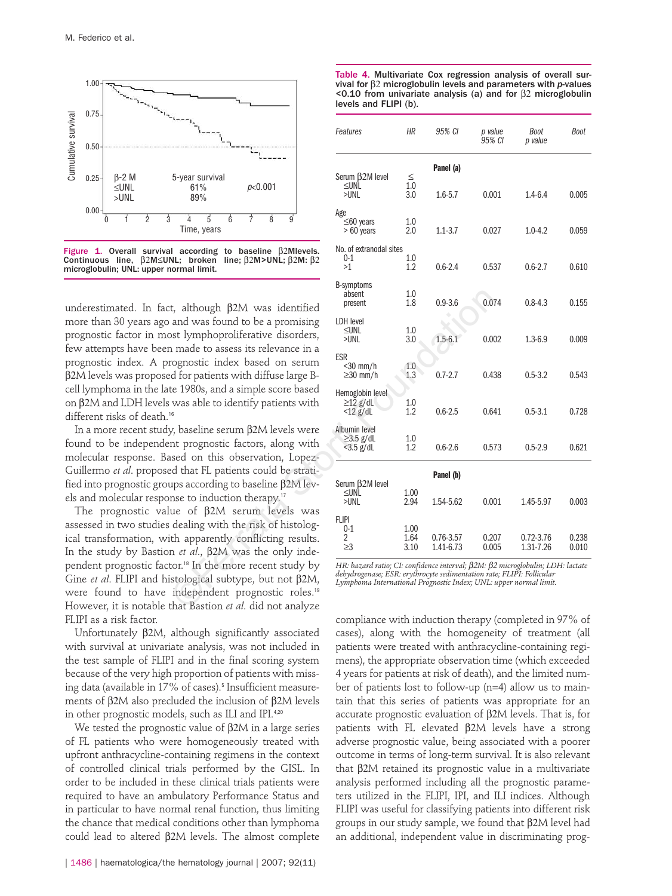Figure 1. Overall survival according to baseline β2Mlevels. Continuous line, β2M≤UNL; broken line; β2M>UNL; β2M: β2 microglobulin; UNL: upper normal limit.

underestimated. In fact, although β2M was identified more than 30 years ago and was found to be a promising prognostic factor in most lymphoproliferative disorders, few attempts have been made to assess its relevance in a prognostic index. A prognostic index based on serum β2M levels was proposed for patients with diffuse large B-cell lymphoma in the late 1980s, and a simple score based on β2M and LDH levels was able to identify patients with different risks of death.[16]

In a more recent study, baseline serum β2M levels were found to be independent prognostic factors, along with molecular response. Based on this observation, Lopez-Guillermo *et al*. proposed that FL patients could be stratified into prognostic groups according to baseline β2M levels and molecular response to induction therapy.[17]

The prognostic value of β2M serum levels was assessed in two studies dealing with the risk of histological transformation, with apparently conflicting results. In the study by Bastion *et al*., β2M was the only independent prognostic factor.[18] In the more recent study by Gine *et al*. FLIPI and histological subtype, but not β2M, were found to have independent prognostic roles.[19] However, it is notable that Bastion *et al*. did not analyze FLIPI as a risk factor.

Unfortunately β2M, although significantly associated with survival at univariate analysis, was not included in the test sample of FLIPI and in the final scoring system because of the very high proportion of patients with missing data (available in 17% of cases).[5] Insufficient measurements of β2M also precluded the inclusion of β2M levels in other prognostic models, such as ILI and IPI.[4,20]

We tested the prognostic value of β2M in a large series of FL patients who were homogeneously treated with upfront anthracycline-containing regimens in the context of controlled clinical trials performed by the GISL. In order to be included in these clinical trials patients were required to have an ambulatory Performance Status and in particular to have normal renal function, thus limiting the chance that medical conditions other than lymphoma could lead to altered β2M levels. The almost complete

Table 4. Multivariate Cox regression analysis of overall survival for β2 microglobulin levels and parameters with *p*-values <0.10 from univariate analysis (a) and for β2 microglobulin levels and FLIPI (b).

| Features | HR | 95% CI | p value 95% CI | Boot p value | Boot |
|---|---|---|---|---|---|
| | | **Panel (a)** | | | |
| Serum β2M level | | | | | |
| ≤UNL | 1.0 | | | | |
| >UNL | 3.0 | 1.6-5.7 | 0.001 | 1.4-6.4 | 0.005 |
| Age | | | | | |
| ≤60 years | 1.0 | | | | |
| > 60 years | 2.0 | 1.1-3.7 | 0.027 | 1.0-4.2 | 0.059 |
| No. of extranodal sites | | | | | |
| 0-1 | 1.0 | | | | |
| >1 | 1.2 | 0.6-2.4 | 0.537 | 0.6-2.7 | 0.610 |
| B-symptoms | | | | | |
| absent | 1.0 | | | | |
| present | 1.8 | 0.9-3.6 | 0.074 | 0.8-4.3 | 0.155 |
| LDH level | | | | | |
| ≤UNL | 1.0 | | | | |
| >UNL | 3.0 | 1.5-6.1 | 0.002 | 1.3-6.9 | 0.009 |
| ESR | | | | | |
| <30 mm/h | 1.0 | | | | |
| ≥30 mm/h | 1.3 | 0.7-2.7 | 0.438 | 0.5-3.2 | 0.543 |
| Hemoglobin level | | | | | |
| ≥12 g/dL | 1.0 | | | | |
| <12 g/dL | 1.2 | 0.6-2.5 | 0.641 | 0.5-3.1 | 0.728 |
| Albumin level | | | | | |
| ≥3.5 g/dL | 1.0 | | | | |
| <3.5 g/dL | 1.2 | 0.6-2.6 | 0.573 | 0.5-2.9 | 0.621 |
| | | **Panel (b)** | | | |
| Serum β2M level | | | | | |
| ≤UNL | 1.00 | | | | |
| >UNL | 2.94 | 1.54-5.62 | 0.001 | 1.45-5.97 | 0.003 |
| FLIPI | | | | | |
| 0-1 | 1.00 | | | | |
| 2 | 1.64 | 0.76-3.57 | 0.207 | 0.72-3.76 | 0.238 |
| ≥3 | 3.10 | 1.41-6.73 | 0.005 | 1.31-7.26 | 0.010 |

*HR: hazard ratio; CI: confidence interval; β2M: β2 microglobulin; LDH: lactate dehydrogenase; ESR: erythrocyte sedimentation rate; FLIPI: Follicular Lymphoma International Prognostic Index; UNL: upper normal limit.*

compliance with induction therapy (completed in 97% of cases), along with the homogeneity of treatment (all patients were treated with anthracycline-containing regimens), the appropriate observation time (which exceeded 4 years for patients at risk of death), and the limited number of patients lost to follow-up (n=4) allow us to maintain that this series of patients was appropriate for an accurate prognostic evaluation of β2M levels. That is, for patients with FL elevated β2M levels have a strong adverse prognostic value, being associated with a poorer outcome in terms of long-term survival. It is also relevant that β2M retained its prognostic value in a multivariate analysis performed including all the prognostic parameters utilized in the FLIPI, IPI, and ILI indices. Although FLIPI was useful for classifying patients into different risk groups in our study sample, we found that β2M level had an additional, independent value in discriminating prog-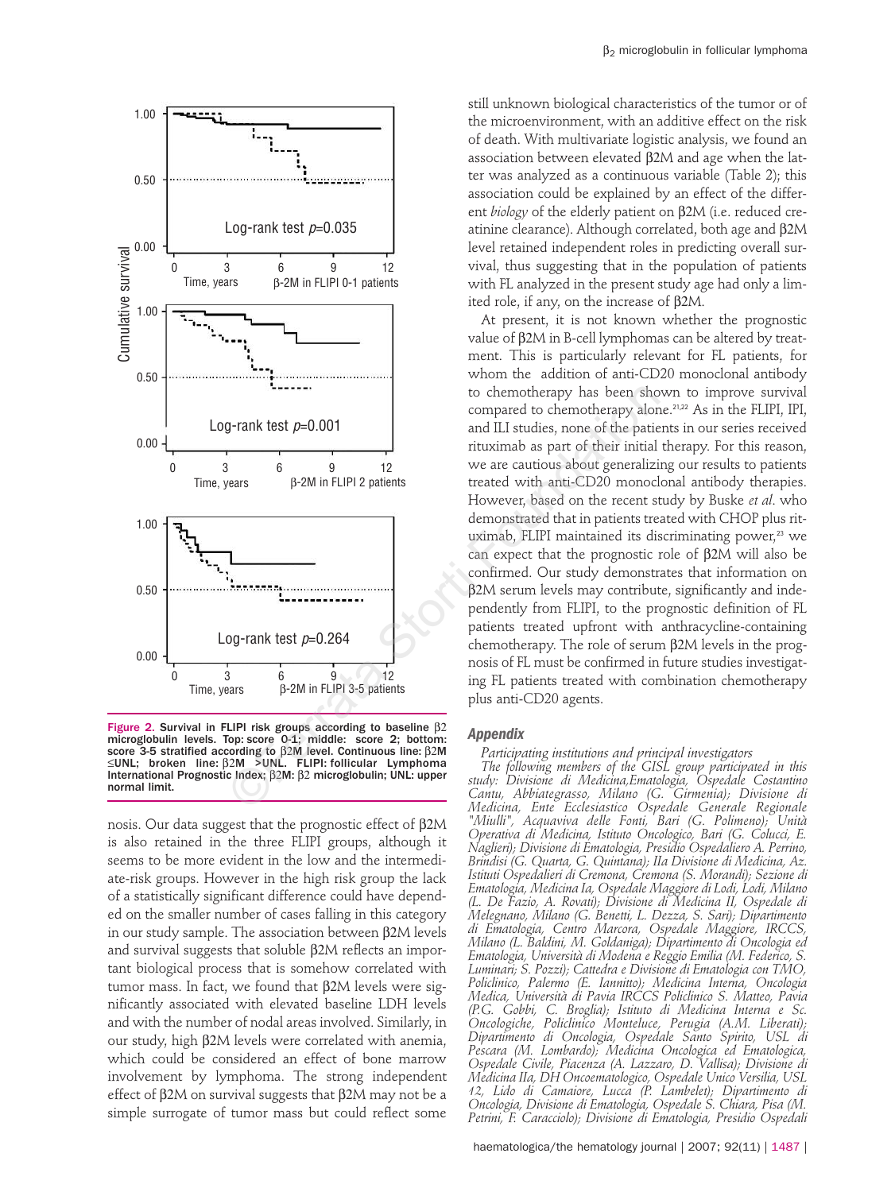Figure 2. Survival in FLIPI risk groups according to baseline β2 microglobulin levels. Top: score 0-1; middle: score 2; bottom: score 3-5 stratified according to β2M level. Continuous line: β2M ≤UNL; broken line: β2M >UNL. FLIPI: follicular Lymphoma International Prognostic Index; β2M: β2 microglobulin; UNL: upper normal limit.

nosis. Our data suggest that the prognostic effect of β2M is also retained in the three FLIPI groups, although it seems to be more evident in the low and the intermediate-risk groups. However in the high risk group the lack of a statistically significant difference could have depended on the smaller number of cases falling in this category in our study sample. The association between β2M levels and survival suggests that soluble β2M reflects an important biological process that is somehow correlated with tumor mass. In fact, we found that β2M levels were significantly associated with elevated baseline LDH levels and with the number of nodal areas involved. Similarly, in our study, high β2M levels were correlated with anemia, which could be considered an effect of bone marrow involvement by lymphoma. The strong independent effect of β2M on survival suggests that β2M may not be a simple surrogate of tumor mass but could reflect some still unknown biological characteristics of the tumor or of the microenvironment, with an additive effect on the risk of death. With multivariate logistic analysis, we found an association between elevated β2M and age when the latter was analyzed as a continuous variable (Table 2); this association could be explained by an effect of the different *biology* of the elderly patient on β2M (i.e. reduced creatinine clearance). Although correlated, both age and β2M level retained independent roles in predicting overall survival, thus suggesting that in the population of patients with FL analyzed in the present study age had only a limited role, if any, on the increase of β2M.

At present, it is not known whether the prognostic value of β2M in B-cell lymphomas can be altered by treatment. This is particularly relevant for FL patients, for whom the addition of anti-CD20 monoclonal antibody to chemotherapy has been shown to improve survival compared to chemotherapy alone.[21,22] As in the FLIPI, IPI, and ILI studies, none of the patients in our series received rituximab as part of their initial therapy. For this reason, we are cautious about generalizing our results to patients treated with anti-CD20 monoclonal antibody therapies. However, based on the recent study by Buske *et al.* who demonstrated that in patients treated with CHOP plus rituximab, FLIPI maintained its discriminating power,[23] we can expect that the prognostic role of β2M will also be confirmed. Our study demonstrates that information on β2M serum levels may contribute, significantly and independently from FLIPI, to the prognostic definition of FL patients treated upfront with anthracycline-containing chemotherapy. The role of serum β2M levels in the prognosis of FL must be confirmed in future studies investigating FL patients treated with combination chemotherapy plus anti-CD20 agents.

## Appendix

*Participating institutions and principal investigators*

*The following members of the GISL group participated in this study: Divisione di Medicina,Ematologia, Ospedale Costantino Cantu, Abbiategrasso, Milano (G. Girmenia); Divisione di Medicina, Ente Ecclesiastico Ospedale Generale Regionale "Miulli", Acquaviva delle Fonti, Bari (G. Polimeno); Unità Operativa di Medicina, Istituto Oncologico, Bari (G. Colucci, E. Naglieri); Divisione di Ematologia, Presidio Ospedaliero A. Perrino, Brindisi (G. Quarta, G. Quintana); IIa Divisione di Medicina, Az. Istituti Ospedalieri di Cremona, Cremona (S. Morandi); Sezione di Ematologia, Medicina Ia, Ospedale Maggiore di Lodi, Lodi, Milano (L. De Fazio, A. Rovati); Divisione di Medicina II, Ospedale di Melegnano, Milano (G. Benetti, L. Dezza, S. Sari); Dipartimento di Ematologia, Centro Marcora, Ospedale Maggiore, IRCCS, Milano (L. Baldini, M. Goldaniga); Dipartimento di Oncologia ed Ematologia, Università di Modena e Reggio Emilia (M. Federico, S. Luminari; S. Pozzi); Cattedra e Divisione di Ematologia con TMO, Policlinico, Palermo (E. Iannitto); Medicina Interna, Oncologia Medica, Università di Pavia IRCCS Policlinico S. Matteo, Pavia (P.G. Gobbi, C. Broglia); Istituto di Medicina Interna e Sc. Oncologiche, Policlinico Monteluce, Perugia (A.M. Liberati); Dipartimento di Oncologia, Ospedale Santo Spirito, USL di Pescara (M. Lombardo); Medicina Oncologica ed Ematologica, Ospedale Civile, Piacenza (A. Lazzaro, D. Vallisa); Divisione di Medicina IIa, DH Oncoematologico, Ospedale Unico Versilia, USL 12, Lido di Camaiore, Lucca (P. Lambelet); Dipartimento di Oncologia, Divisione di Ematologia, Ospedale S. Chiara, Pisa (M. Petrini, F. Caracciolo); Divisione di Ematologia, Presidio Ospedali*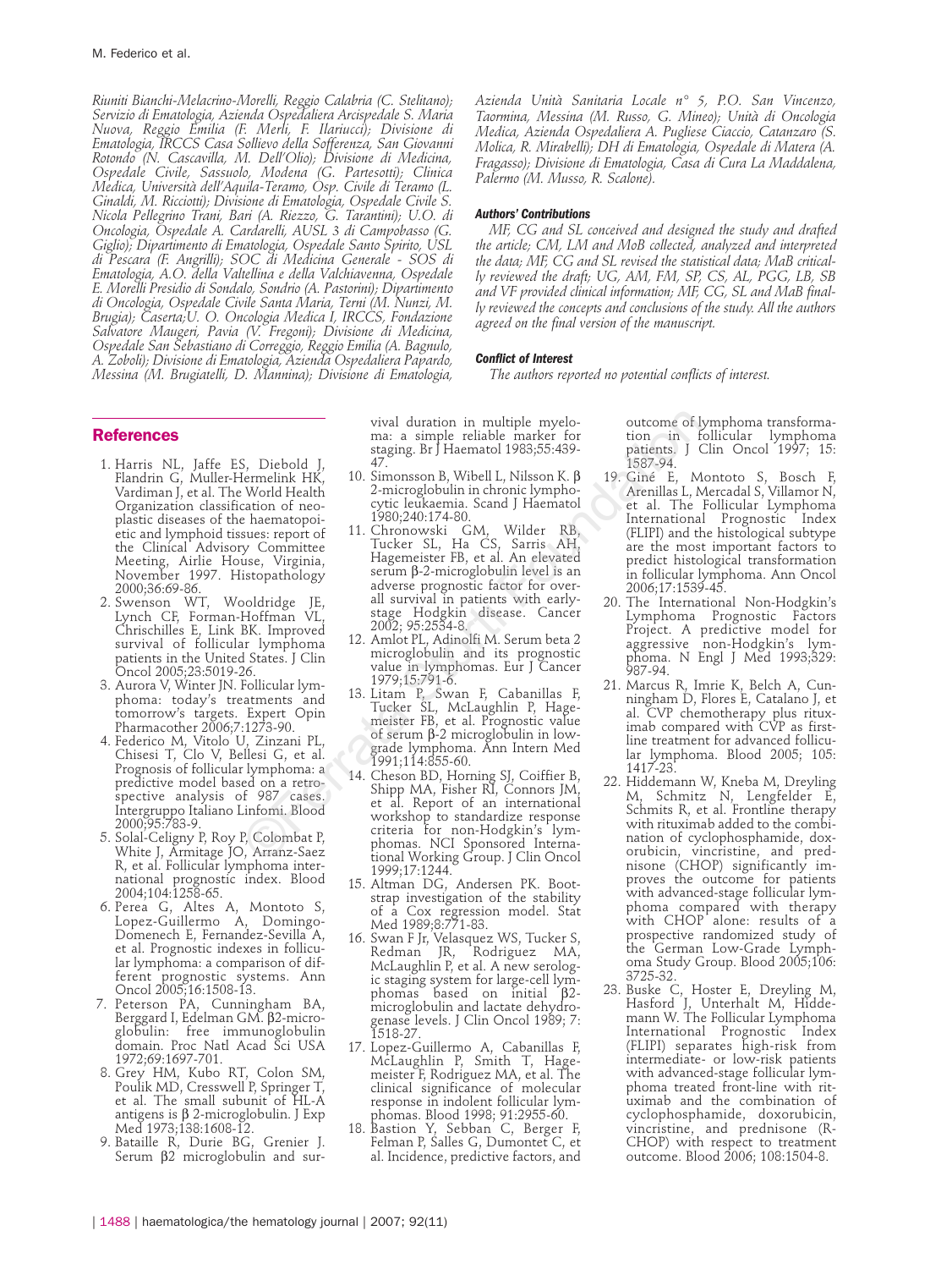*Riuniti Bianchi-Melacrino-Morelli, Reggio Calabria (C. Stelitano); Servizio di Ematologia, Azienda Ospedaliera Arcispedale S. Maria Nuova, Reggio Emilia (F. Merli, F. Ilariucci); Divisione di Ematologia, IRCCS Casa Sollievo della Sofferenza, San Giovanni Rotondo (N. Cascavilla, M. Dell'Olio); Divisione di Medicina, Ospedale Civile, Sassuolo, Modena (G. Partesotti); Clinica Medica, Università dell'Aquila-Teramo, Osp. Civile di Teramo (L. Ginaldi, M. Ricciotti); Divisione di Ematologia, Ospedale Civile S. Nicola Pellegrino Trani, Bari (A. Riezzo, G. Tarantini); U.O. di Oncologia, Ospedale A. Cardarelli, AUSL 3 di Campobasso (G. Giglio); Dipartimento di Ematologia, Ospedale Santo Spirito, USL di Pescara (F. Angrilli); SOC di Medicina Generale - SOS di Ematologia, A.O. della Valtellina e della Valchiavenna, Ospedale E. Morelli Presidio di Sondalo, Sondrio (A. Pastorini); Dipartimento di Oncologia, Ospedale Civile Santa Maria, Terni (M. Nunzi, M. Brugia); Caserta;U. O. Oncologia Medica I, IRCCS, Fondazione Salvatore Maugeri, Pavia (V. Fregoni); Divisione di Medicina, Ospedale San Sebastiano di Correggio, Reggio Emilia (A. Bagnulo, A. Zoboli); Divisione di Ematologia, Azienda Ospedaliera Papardo, Messina (M. Brugiatelli, D. Mannina); Divisione di Ematologia, Azienda Unità Sanitaria Locale n° 5, P.O. San Vincenzo, Taormina, Messina (M. Russo, G. Mineo); Unità di Oncologia Medica, Azienda Ospedaliera A. Pugliese Ciaccio, Catanzaro (S. Molica, R. Mirabelli); DH di Ematologia, Ospedale di Matera (A. Fragasso); Divisione di Ematologia, Casa di Cura La Maddalena, Palermo (M. Musso, R. Scalone).*

#### Authors' Contributions

*MF, CG and SL conceived and designed the study and drafted the article; CM, LM and MoB collected, analyzed and interpreted the data; MF, CG and SL revised the statistical data; MaB critically reviewed the draft; UG, AM, FM, SP, CS, AL, PGG, LB, SB and VF provided clinical information; MF, CG, SL and MaB finally reviewed the concepts and conclusions of the study. All the authors agreed on the final version of the manuscript.*

#### Conflict of Interest

*The authors reported no potential conflicts of interest.*

## References

1. Harris NL, Jaffe ES, Diebold J, Flandrin G, Muller-Hermelink HK, Vardiman J, et al. The World Health Organization classification of neoplastic diseases of the haematopoietic and lymphoid tissues: report of the Clinical Advisory Committee Meeting, Airlie House, Virginia, November 1997. Histopathology 2000;36:69-86.
2. Swenson WT, Wooldridge JE, Lynch CF, Forman-Hoffman VL, Chrischilles E, Link BK. Improved survival of follicular lymphoma patients in the United States. J Clin Oncol 2005;23:5019-26.
3. Aurora V, Winter JN. Follicular lymphoma: today's treatments and tomorrow's targets. Expert Opin Pharmacother 2006;7:1273-90.
4. Federico M, Vitolo U, Zinzani PL, Chisesi T, Clo V, Bellesi G, et al. Prognosis of follicular lymphoma: a predictive model based on a retrospective analysis of 987 cases. Intergruppo Italiano Linfomi. Blood 2000;95:783-9.
5. Solal-Celigny P, Roy P, Colombat P, White J, Armitage JO, Arranz-Saez R, et al. Follicular lymphoma international prognostic index. Blood 2004;104:1258-65.
6. Perea G, Altes A, Montoto S, Lopez-Guillermo A, Domingo-Domenech E, Fernandez-Sevilla A, et al. Prognostic indexes in follicular lymphoma: a comparison of different prognostic systems. Ann Oncol 2005;16:1508-13.
7. Peterson PA, Cunningham BA, Berggard I, Edelman GM. β2-microglobulin: free immunoglobulin domain. Proc Natl Acad Sci USA 1972;69:1697-701.
8. Grey HM, Kubo RT, Colon SM, Poulik MD, Cresswell P, Springer T, et al. The small subunit of HL-A antigens is β 2-microglobulin. J Exp Med 1973;138:1608-12.
9. Bataille R, Durie BG, Grenier J. Serum β2 microglobulin and survival duration in multiple myeloma: a simple reliable marker for staging. Br J Haematol 1983;55:439-47.
10. Simonsson B, Wibell L, Nilsson K. β 2-microglobulin in chronic lymphocytic leukaemia. Scand J Haematol 1980;240:174-80.
11. Chronowski GM, Wilder RB, Tucker SL, Ha CS, Sarris AH, Hagemeister FB, et al. An elevated serum β-2-microglobulin level is an adverse prognostic factor for overall survival in patients with early-stage Hodgkin disease. Cancer 2002; 95:2534-8.
12. Amlot PL, Adinolfi M. Serum beta 2 microglobulin and its prognostic value in lymphomas. Eur J Cancer 1979;15:791-6.
13. Litam P, Swan F, Cabanillas F, Tucker SL, McLaughlin P, Hagemeister FB, et al. Prognostic value of serum β-2 microglobulin in low-grade lymphoma. Ann Intern Med 1991;114:855-60.
14. Cheson BD, Horning SJ, Coiffier B, Shipp MA, Fisher RI, Connors JM, et al. Report of an international workshop to standardize response criteria for non-Hodgkin's lymphomas. NCI Sponsored International Working Group. J Clin Oncol 1999;17:1244.
15. Altman DG, Andersen PK. Bootstrap investigation of the stability of a Cox regression model. Stat Med 1989;8:771-83.
16. Swan F Jr, Velasquez WS, Tucker S, Redman JR, Rodriguez MA, McLaughlin P, et al. A new serologic staging system for large-cell lymphomas based on initial β2-microglobulin and lactate dehydrogenase levels. J Clin Oncol 1989; 7:1518-27.
17. Lopez-Guillermo A, Cabanillas F, McLaughlin P, Smith T, Hagemeister F, Rodriguez MA, et al. The clinical significance of molecular response in indolent follicular lymphomas. Blood 1998; 91:2955-60.
18. Bastion Y, Sebban C, Berger F, Felman P, Salles G, Dumontet C, et al. Incidence, predictive factors, and outcome of lymphoma transformation in follicular lymphoma patients. J Clin Oncol 1997; 15:1587-94.
19. Giné E, Montoto S, Bosch F, Arenillas L, Mercadal S, Villamor N, et al. The Follicular Lymphoma International Prognostic Index (FLIPI) and the histological subtype are the most important factors to predict histological transformation in follicular lymphoma. Ann Oncol 2006;17:1539-45.
20. The International Non-Hodgkin's Lymphoma Prognostic Factors Project. A predictive model for aggressive non-Hodgkin's lymphoma. N Engl J Med 1993;329:987-94.
21. Marcus R, Imrie K, Belch A, Cunningham D, Flores E, Catalano J, et al. CVP chemotherapy plus rituximab compared with CVP as first-line treatment for advanced follicular lymphoma. Blood 2005; 105:1417-23.
22. Hiddemann W, Kneba M, Dreyling M, Schmitz N, Lengfelder E, Schmits R, et al. Frontline therapy with rituximab added to the combination of cyclophosphamide, doxorubicin, vincristine, and prednisone (CHOP) significantly improves the outcome for patients with advanced-stage follicular lymphoma compared with therapy with CHOP alone: results of a prospective randomized study of the German Low-Grade Lymphoma Study Group. Blood 2005;106:3725-32.
23. Buske C, Hoster E, Dreyling M, Hasford J, Unterhalt M, Hiddemann W. The Follicular Lymphoma International Prognostic Index (FLIPI) separates high-risk from intermediate- or low-risk patients with advanced-stage follicular lymphoma treated front-line with rituximab and the combination of cyclophosphamide, doxorubicin, vincristine, and prednisone (R-CHOP) with respect to treatment outcome. Blood 2006; 108:1504-8.